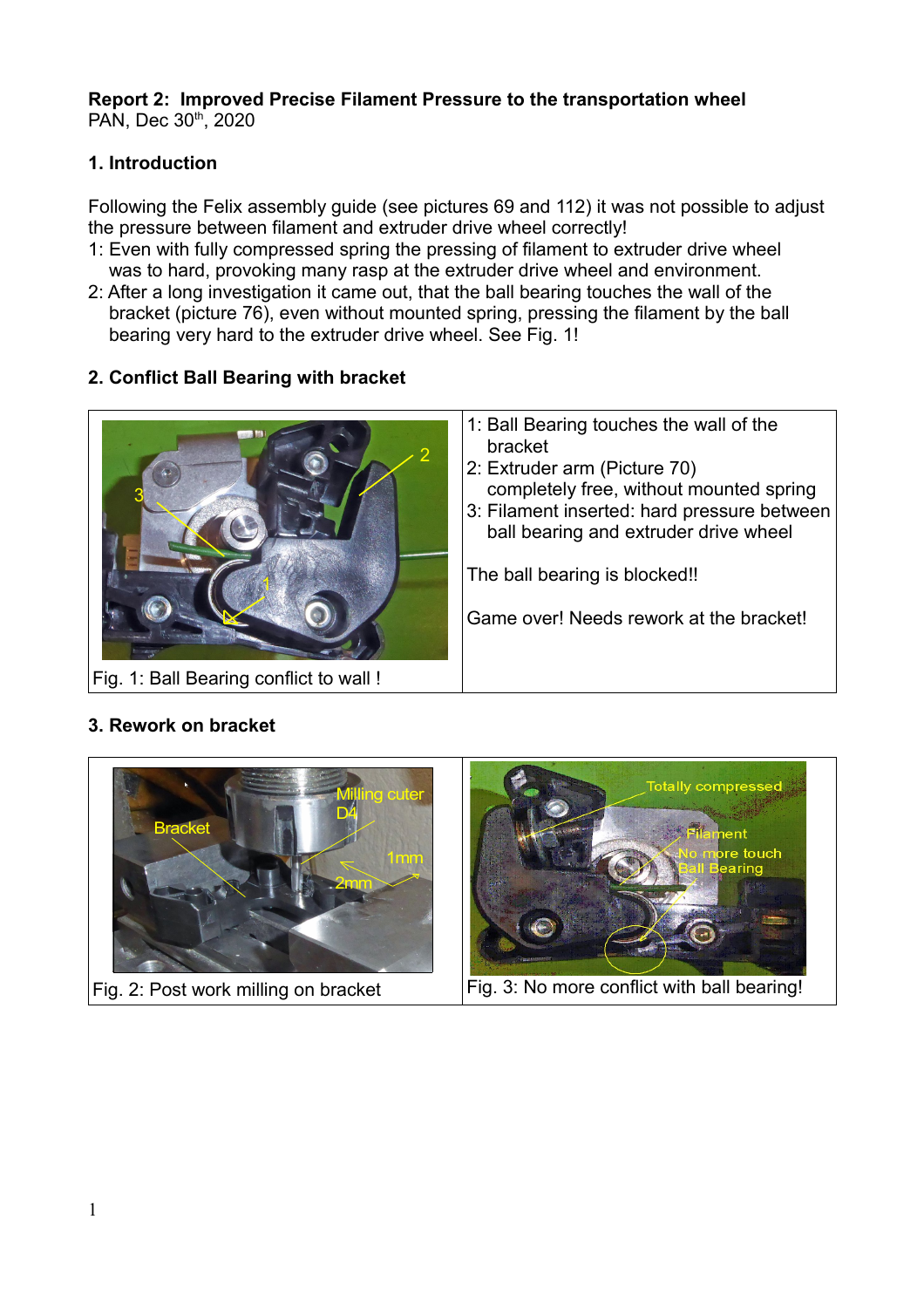**Report 2: Improved Precise Filament Pressure to the transportation wheel**
PAN, Dec 30th, 2020

## 1. Introduction

Following the Felix assembly guide (see pictures 69 and 112) it was not possible to adjust the pressure between filament and extruder drive wheel correctly!

1: Even with fully compressed spring the pressing of filament to extruder drive wheel was to hard, provoking many rasp at the extruder drive wheel and environment.

2: After a long investigation it came out, that the ball bearing touches the wall of the bracket (picture 76), even without mounted spring, pressing the filament by the ball bearing very hard to the extruder drive wheel. See Fig. 1!

## 2. Conflict Ball Bearing with bracket

Fig. 1: Ball Bearing conflict to wall !

1: Ball Bearing touches the wall of the bracket
2: Extruder arm (Picture 70) completely free, without mounted spring
3: Filament inserted: hard pressure between ball bearing and extruder drive wheel

The ball bearing is blocked!!

Game over! Needs rework at the bracket!

## 3. Rework on bracket

Fig. 2: Post work milling on bracket

Fig. 3: No more conflict with ball bearing!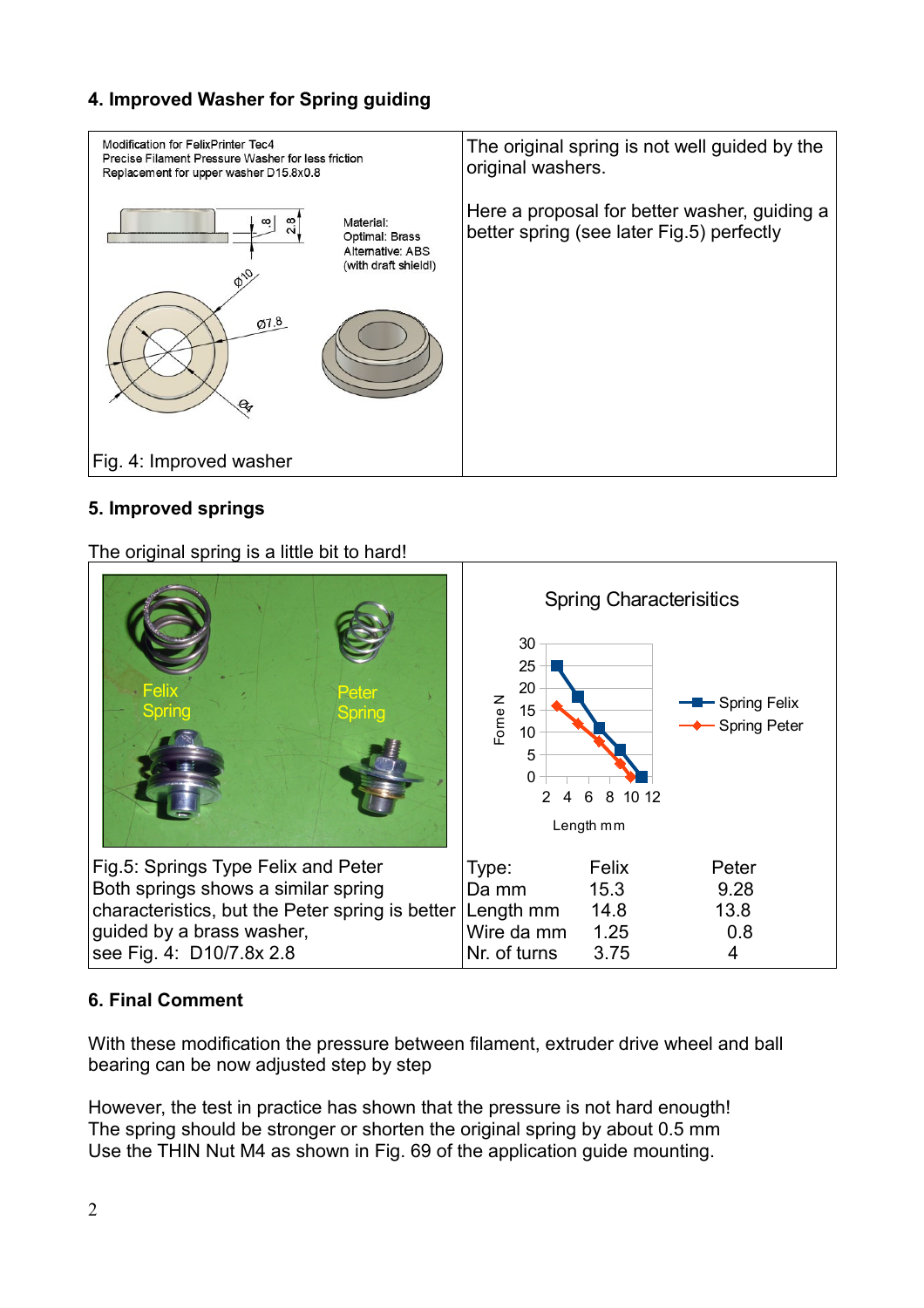## 4. Improved Washer for Spring guiding

Modification for FelixPrinter Tec4
Precise Filament Pressure Washer for less friction
Replacement for upper washer D15.8x0.8

Material:
Optimal: Brass
Alternative: ABS
(with draft shield!)

Ø10
Ø7.8
Ø4
8
2.8

Fig. 4: Improved washer

The original spring is not well guided by the original washers.

Here a proposal for better washer, guiding a better spring (see later Fig.5) perfectly

## 5. Improved springs

The original spring is a little bit to hard!

Felix Spring

Peter Spring

Fig.5: Springs Type Felix and Peter
Both springs shows a similar spring characteristics, but the Peter spring is better guided by a brass washer,
see Fig. 4: D10/7.8x 2.8

Spring Characterisitics

Force N

30
25
20
15
10
5
0

2 4 6 8 10 12

Length mm

Spring Felix
Spring Peter

| Type: | Felix | Peter |
|---|---|---|
| Da mm | 15.3 | 9.28 |
| Length mm | 14.8 | 13.8 |
| Wire da mm | 1.25 | 0.8 |
| Nr. of turns | 3.75 | 4 |

## 6. Final Comment

With these modification the pressure between filament, extruder drive wheel and ball bearing can be now adjusted step by step

However, the test in practice has shown that the pressure is not hard enougth!
The spring should be stronger or shorten the original spring by about 0.5 mm
Use the THIN Nut M4 as shown in Fig. 69 of the application guide mounting.